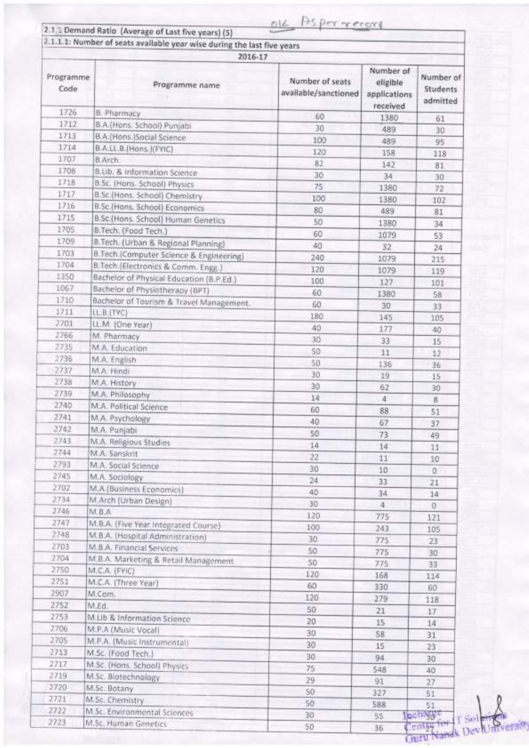ok As per record

2.1.1 Demand Ratio (Average of Last five years) (5)

2.1.1.1: Number of seats available year wise during the last five years

| 2016-17 | | | | |
|---|---|---|---|---|
| Programme Code | Programme name | Number of seats available/sanctioned | Number of eligible applications received | Number of Students admitted |
| 1726 | B. Pharmacy | 60 | 1380 | 61 |
| 1712 | B.A.(Hons. School) Punjabi | 30 | 489 | 30 |
| 1713 | B.A.(Hons.)Social Science | 100 | 489 | 95 |
| 1714 | B.A.LL.B.(Hons.)(FYIC) | 120 | 158 | 118 |
| 1707 | B.Arch. | 82 | 142 | 81 |
| 1708 | B.Lib. & Information Science | 30 | 34 | 30 |
| 1718 | B.Sc. (Hons. School) Physics | 75 | 1380 | 72 |
| 1717 | B.Sc.(Hons. School) Chemistry | 100 | 1380 | 102 |
| 1716 | B.Sc.(Hons. School) Economics | 80 | 489 | 81 |
| 1715 | B.Sc.(Hons. School) Human Genetics | 50 | 1380 | 34 |
| 1705 | B.Tech. (Food Tech.) | 60 | 1079 | 53 |
| 1709 | B.Tech. (Urban & Regional Planning) | 40 | 32 | 24 |
| 1703 | B.Tech.(Computer Science & Engineering) | 240 | 1079 | 215 |
| 1704 | B.Tech.(Electronics & Comm. Engg.) | 120 | 1079 | 119 |
| 1350 | Bachelor of Physical Education (B.P.Ed.) | 100 | 127 | 101 |
| 1067 | Bachelor of Physiotherapy (BPT) | 60 | 1380 | 58 |
| 1710 | Bachelor of Tourism & Travel Management. | 60 | 30 | 33 |
| 1711 | LL.B.(TYC) | 180 | 145 | 105 |
| 2701 | LL.M. (One Year) | 40 | 177 | 40 |
| 2766 | M. Pharmacy | 30 | 33 | 15 |
| 2735 | M.A. Education | 50 | 11 | 12 |
| 2736 | M.A. English | 50 | 136 | 36 |
| 2737 | M.A. Hindi | 30 | 19 | 15 |
| 2738 | M.A. History | 30 | 62 | 30 |
| 2739 | M.A. Philosophy | 14 | 4 | 8 |
| 2740 | M.A. Political Science | 60 | 88 | 51 |
| 2741 | M.A. Psychology | 40 | 67 | 37 |
| 2742 | M.A. Punjabi | 50 | 73 | 49 |
| 2743 | M.A. Religious Studies | 14 | 14 | 11 |
| 2744 | M.A. Sanskrit | 22 | 11 | 10 |
| 2793 | M.A. Social Science | 30 | 10 | 0 |
| 2745 | M.A. Sociology | 24 | 33 | 21 |
| 2702 | M.A.(Business Economics) | 40 | 34 | 14 |
| 2734 | M.Arch (Urban Design) | 30 | 4 | 0 |
| 2746 | M.B.A | 120 | 775 | 121 |
| 2747 | M.B.A. (Five Year Integrated Course) | 100 | 243 | 105 |
| 2748 | M.B.A. (Hospital Administration) | 30 | 775 | 23 |
| 2703 | M.B.A. Financial Services | 50 | 775 | 30 |
| 2704 | M.B.A. Marketing & Retail Management | 50 | 775 | 33 |
| 2750 | M.C.A. (FYIC) | 120 | 168 | 114 |
| 2751 | M.C.A. (Three Year) | 60 | 330 | 60 |
| 2907 | M.Com. | 120 | 279 | 118 |
| 2752 | M.Ed. | 50 | 21 | 17 |
| 2753 | M.Lib & Information Science | 20 | 15 | 14 |
| 2706 | M.P.A (Music Vocal) | 30 | 58 | 31 |
| 2705 | M.P.A. (Music Instrumental) | 30 | 15 | 23 |
| 2713 | M.Sc. (Food Tech.) | 30 | 94 | 30 |
| 2717 | M.Sc. (Hons. School) Physics | 75 | 548 | 40 |
| 2719 | M.Sc. Biotechnology | 29 | 91 | 27 |
| 2720 | M.Sc. Botany | 50 | 327 | 51 |
| 2721 | M.Sc. Chemistry | 50 | 588 | 51 |
| 2722 | M.Sc. Environmental Sciences | 30 | 55 | 30 |
| 2723 | M.Sc. Human Genetics | 50 | 36 | 27 |

Incharge
Centre for IT Solutions
Guru Nanak Dev University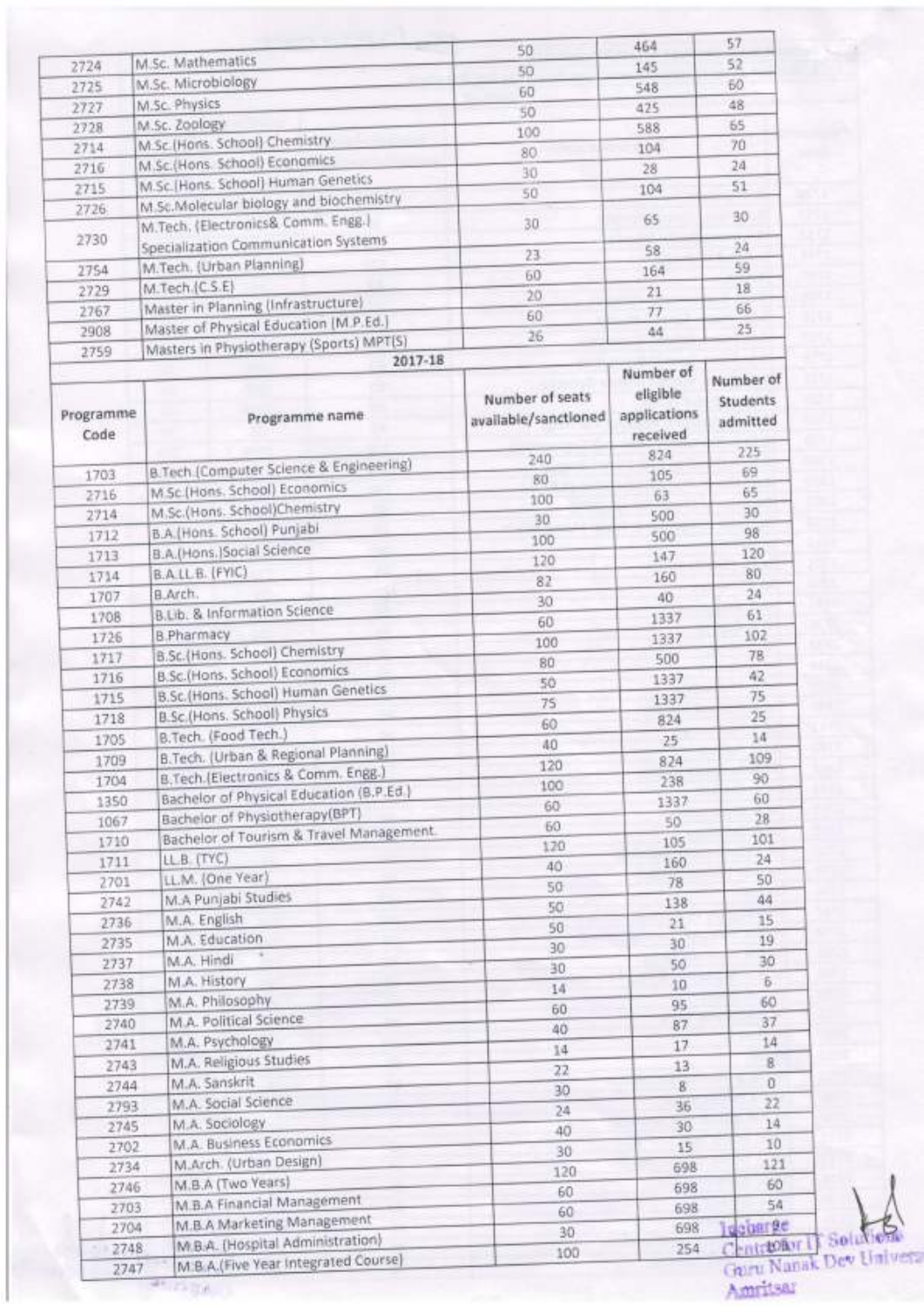| | | | | |
|---|---|---|---|---|
| 2724 | M.Sc. Mathematics | 50 | 464 | 57 |
| 2725 | M.Sc. Microbiology | 50 | 145 | 52 |
| 2727 | M.Sc. Physics | 60 | 548 | 60 |
| 2728 | M.Sc. Zoology | 50 | 425 | 48 |
| 2714 | M.Sc.(Hons. School) Chemistry | 100 | 588 | 65 |
| 2716 | M.Sc.(Hons. School) Economics | 80 | 104 | 70 |
| 2715 | M.Sc.(Hons. School) Human Genetics | 30 | 28 | 24 |
| 2726 | M.Sc.Molecular biology and biochemistry | 50 | 104 | 51 |
| 2730 | M.Tech. (Electronics& Comm. Engg.) Specialization Communication Systems | 30 | 65 | 30 |
| 2754 | M.Tech. (Urban Planning) | 23 | 58 | 24 |
| 2729 | M.Tech.(C.S.E) | 60 | 164 | 59 |
| 2767 | Master in Planning (Infrastructure) | 20 | 21 | 18 |
| 2908 | Master of Physical Education (M.P.Ed.) | 60 | 77 | 66 |
| 2759 | Masters in Physiotherapy (Sports) MPT(S) | 26 | 44 | 25 |

**2017-18**

| Programme Code | Programme name | Number of seats available/sanctioned | Number of eligible applications received | Number of Students admitted |
|---|---|---|---|---|
| 1703 | B.Tech.(Computer Science & Engineering) | 240 | 824 | 225 |
| 2716 | M.Sc.(Hons. School) Economics | 80 | 105 | 69 |
| 2714 | M.Sc.(Hons. School)Chemistry | 100 | 63 | 65 |
| 1712 | B.A.(Hons. School) Punjabi | 30 | 500 | 30 |
| 1713 | B.A.(Hons.)Social Science | 100 | 500 | 98 |
| 1714 | B.A.LL.B. (FYIC) | 120 | 147 | 120 |
| 1707 | B.Arch. | 82 | 160 | 80 |
| 1708 | B.Lib. & Information Science | 30 | 40 | 24 |
| 1726 | B.Pharmacy | 60 | 1337 | 61 |
| 1717 | B.Sc.(Hons. School) Chemistry | 100 | 1337 | 102 |
| 1716 | B.Sc.(Hons. School) Economics | 80 | 500 | 78 |
| 1715 | B.Sc.(Hons. School) Human Genetics | 50 | 1337 | 42 |
| 1718 | B.Sc.(Hons. School) Physics | 75 | 1337 | 75 |
| 1705 | B.Tech. (Food Tech.) | 60 | 824 | 25 |
| 1709 | B.Tech. (Urban & Regional Planning) | 40 | 25 | 14 |
| 1704 | B.Tech.(Electronics & Comm. Engg.) | 120 | 824 | 109 |
| 1350 | Bachelor of Physical Education (B.P.Ed.) | 100 | 238 | 90 |
| 1067 | Bachelor of Physiotherapy(BPT) | 60 | 1337 | 60 |
| 1710 | Bachelor of Tourism & Travel Management | 60 | 50 | 28 |
| 1711 | LL.B. (TYC) | 120 | 105 | 101 |
| 2701 | LL.M. (One Year) | 40 | 160 | 24 |
| 2742 | M.A Punjabi Studies | 50 | 78 | 50 |
| 2736 | M.A. English | 50 | 138 | 44 |
| 2735 | M.A. Education | 50 | 21 | 15 |
| 2737 | M.A. Hindi | 30 | 30 | 19 |
| 2738 | M.A. History | 30 | 50 | 30 |
| 2739 | M.A. Philosophy | 14 | 10 | 6 |
| 2740 | M.A. Political Science | 60 | 95 | 60 |
| 2741 | M.A. Psychology | 40 | 87 | 37 |
| 2743 | M.A. Religious Studies | 14 | 17 | 14 |
| 2744 | M.A. Sanskrit | 22 | 13 | 8 |
| 2793 | M.A. Social Science | 30 | 8 | 0 |
| 2745 | M.A. Sociology | 24 | 36 | 22 |
| 2702 | M.A. Business Economics | 40 | 30 | 14 |
| 2734 | M.Arch. (Urban Design) | 30 | 15 | 10 |
| 2746 | M.B.A (Two Years) | 120 | 698 | 121 |
| 2703 | M.B.A Financial Management | 60 | 698 | 60 |
| 2704 | M.B.A Marketing Management | 60 | 698 | 54 |
| 2748 | M.B.A. (Hospital Administration) | 30 | 698 | 30 |
| 2747 | M.B.A.(Five Year Integrated Course) | 100 | 254 | 105 |

Incharge
Centre for IT Solutions
Guru Nanak Dev University
Amritsar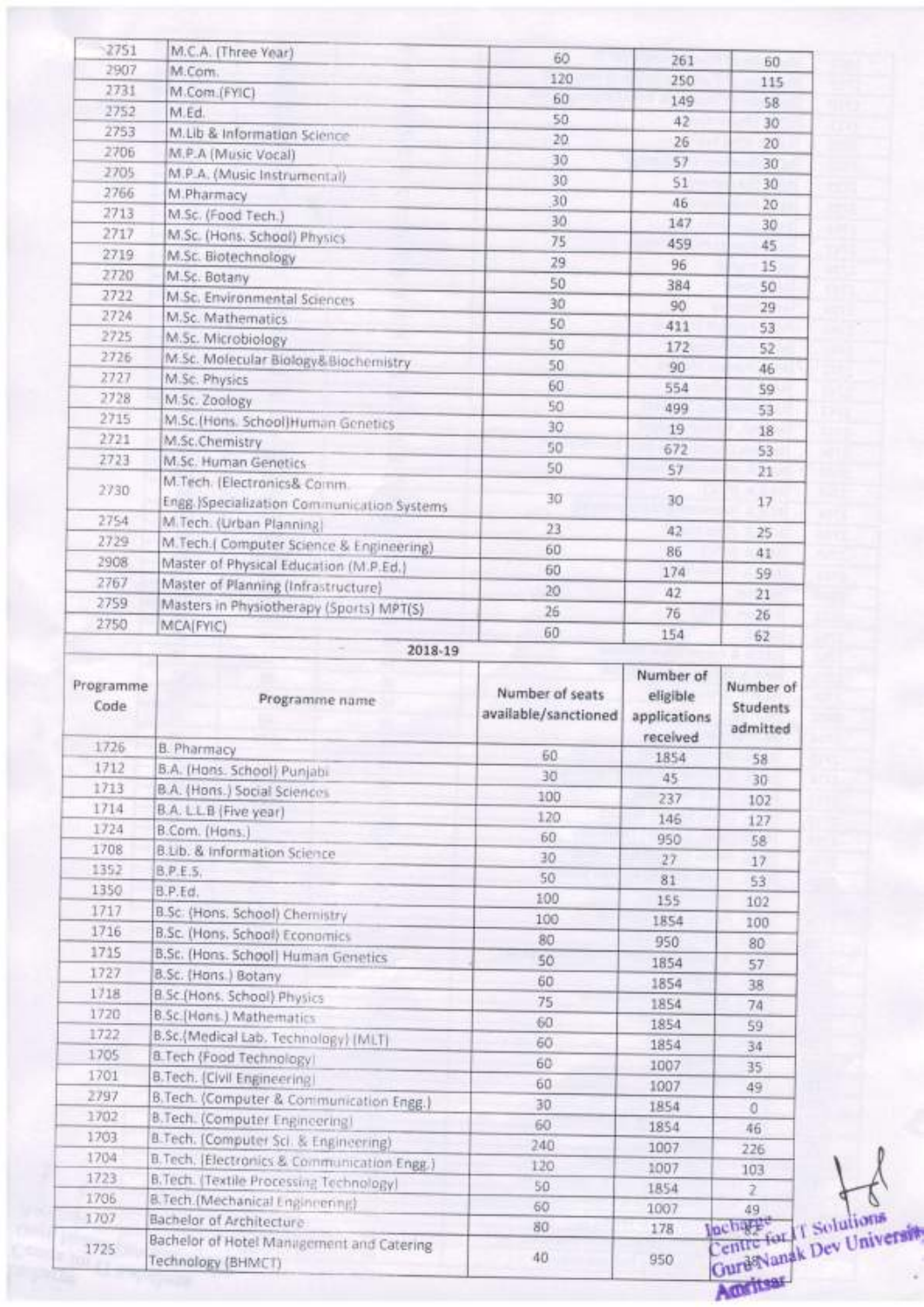| | | | | |
|---|---|---|---|---|
| 2751 | M.C.A. (Three Year) | 60 | 261 | 60 |
| 2907 | M.Com. | 120 | 250 | 115 |
| 2731 | M.Com.(FYIC) | 60 | 149 | 58 |
| 2752 | M.Ed. | 50 | 42 | 30 |
| 2753 | M.Lib & Information Science | 20 | 26 | 20 |
| 2706 | M.P.A (Music Vocal) | 30 | 57 | 30 |
| 2705 | M.P.A. (Music Instrumental) | 30 | 51 | 30 |
| 2766 | M.Pharmacy | 30 | 46 | 20 |
| 2713 | M.Sc. (Food Tech.) | 30 | 147 | 30 |
| 2717 | M.Sc. (Hons. School) Physics | 75 | 459 | 45 |
| 2719 | M.Sc. Biotechnology | 29 | 96 | 15 |
| 2720 | M.Sc. Botany | 50 | 384 | 50 |
| 2722 | M.Sc. Environmental Sciences | 30 | 90 | 29 |
| 2724 | M.Sc. Mathematics | 50 | 411 | 53 |
| 2725 | M.Sc. Microbiology | 50 | 172 | 52 |
| 2726 | M.Sc. Molecular Biology& Biochemistry | 50 | 90 | 46 |
| 2727 | M.Sc. Physics | 60 | 554 | 59 |
| 2728 | M.Sc. Zoology | 50 | 499 | 53 |
| 2715 | M.Sc.(Hons. School)Human Genetics | 30 | 19 | 18 |
| 2721 | M.Sc.Chemistry | 50 | 672 | 53 |
| 2723 | M.Sc. Human Genetics | 50 | 57 | 21 |
| 2730 | M.Tech. (Electronics& Comm. Engg.)Specialization Communication Systems | 30 | 30 | 17 |
| 2754 | M.Tech. (Urban Planning) | 23 | 42 | 25 |
| 2729 | M.Tech.( Computer Science & Engineering) | 60 | 86 | 41 |
| 2908 | Master of Physical Education (M.P.Ed.) | 60 | 174 | 59 |
| 2767 | Master of Planning (Infrastructure) | 20 | 42 | 21 |
| 2759 | Masters in Physiotherapy (Sports) MPT(S) | 26 | 76 | 26 |
| 2750 | MCA(FYIC) | 60 | 154 | 62 |

**2018-19**

| Programme Code | Programme name | Number of seats available/sanctioned | Number of eligible applications received | Number of Students admitted |
|---|---|---|---|---|
| 1726 | B. Pharmacy | 60 | 1854 | 58 |
| 1712 | B.A. (Hons. School) Punjabi | 30 | 45 | 30 |
| 1713 | B.A. (Hons.) Social Sciences | 100 | 237 | 102 |
| 1714 | B.A. L.L.B (Five year) | 120 | 146 | 127 |
| 1724 | B.Com. (Hons.) | 60 | 950 | 58 |
| 1708 | B.Lib. & Information Science | 30 | 27 | 17 |
| 1352 | B.P.E.S. | 50 | 81 | 53 |
| 1350 | B.P.Ed. | 100 | 155 | 102 |
| 1717 | B.Sc. (Hons. School) Chemistry | 100 | 1854 | 100 |
| 1716 | B.Sc. (Hons. School) Economics | 80 | 950 | 80 |
| 1715 | B.Sc. (Hons. School) Human Genetics | 50 | 1854 | 57 |
| 1727 | B.Sc. (Hons.) Botany | 60 | 1854 | 38 |
| 1718 | B.Sc.(Hons. School) Physics | 75 | 1854 | 74 |
| 1720 | B.Sc.(Hons.) Mathematics | 60 | 1854 | 59 |
| 1722 | B.Sc.(Medical Lab. Technology) (MLT) | 60 | 1854 | 34 |
| 1705 | B.Tech (Food Technology) | 60 | 1007 | 35 |
| 1701 | B.Tech. (Civil Engineering) | 60 | 1007 | 49 |
| 2797 | B.Tech. (Computer & Communication Engg.) | 30 | 1854 | 0 |
| 1702 | B.Tech. (Computer Engineering) | 60 | 1854 | 46 |
| 1703 | B.Tech. (Computer Sci. & Engineering) | 240 | 1007 | 226 |
| 1704 | B.Tech. (Electronics & Communication Engg.) | 120 | 1007 | 103 |
| 1723 | B.Tech. (Textile Processing Technology) | 50 | 1854 | 2 |
| 1706 | B.Tech.(Mechanical Engineering) | 60 | 1007 | 49 |
| 1707 | Bachelor of Architecture | 80 | 178 | 82 |
| 1725 | Bachelor of Hotel Management and Catering Technology (BHMCT) | 40 | 950 | 38 |

Incharge
Centre for IT Solutions
Guru Nanak Dev University
Amritsar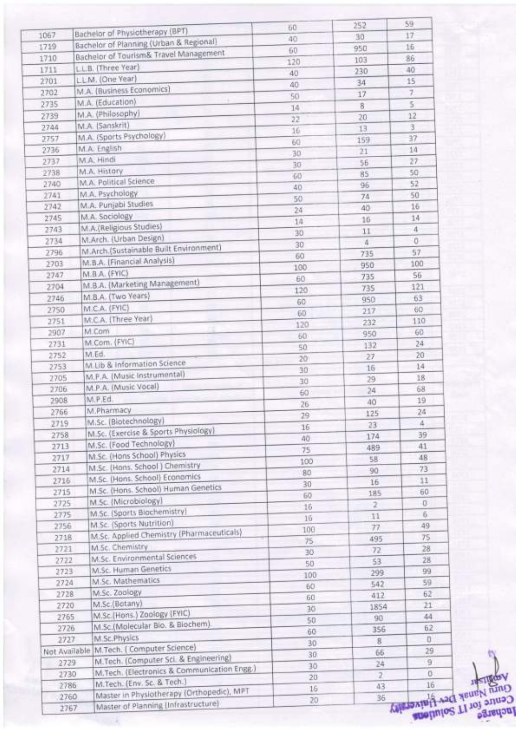| | | | | |
|---|---|---|---|---|
| 1067 | Bachelor of Physiotherapy (BPT) | 60 | 252 | 59 |
| 1719 | Bachelor of Planning (Urban & Regional) | 40 | 30 | 17 |
| 1710 | Bachelor of Tourism& Travel Management | 60 | 950 | 16 |
| 1711 | L.L.B. (Three Year) | 120 | 103 | 86 |
| 2701 | L.L.M. (One Year) | 40 | 230 | 40 |
| 2702 | M.A. (Business Economics) | 40 | 34 | 15 |
| 2735 | M.A. (Education) | 50 | 17 | 7 |
| 2739 | M.A. (Philosophy) | 14 | 8 | 5 |
| 2744 | M.A. (Sanskrit) | 22 | 20 | 12 |
| 2757 | M.A. (Sports Psychology) | 16 | 13 | 3 |
| 2736 | M.A. English | 60 | 159 | 37 |
| 2737 | M.A. Hindi | 30 | 21 | 14 |
| 2738 | M.A. History | 30 | 56 | 27 |
| 2740 | M.A. Political Science | 60 | 85 | 50 |
| 2741 | M.A. Psychology | 40 | 96 | 52 |
| 2742 | M.A. Punjabi Studies | 50 | 74 | 50 |
| 2745 | M.A. Sociology | 24 | 40 | 16 |
| 2743 | M.A.(Religious Studies) | 14 | 16 | 14 |
| 2734 | M.Arch. (Urban Design) | 30 | 11 | 4 |
| 2796 | M.Arch.(Sustainable Built Environment) | 30 | 4 | 0 |
| 2703 | M.B.A. (Financial Analysis) | 60 | 735 | 57 |
| 2747 | M.B.A. (FYIC) | 100 | 950 | 100 |
| 2704 | M.B.A. (Marketing Management) | 60 | 735 | 56 |
| 2746 | M.B.A. (Two Years) | 120 | 735 | 121 |
| 2750 | M.C.A. (FYIC) | 60 | 950 | 63 |
| 2751 | M.C.A. (Three Year) | 60 | 217 | 60 |
| 2907 | M.Com | 120 | 232 | 110 |
| 2731 | M.Com. (FYIC) | 60 | 950 | 60 |
| 2752 | M.Ed. | 50 | 132 | 24 |
| 2753 | M.Lib & Information Science | 20 | 27 | 20 |
| 2705 | M.P.A. (Music Instrumental) | 30 | 16 | 14 |
| 2706 | M.P.A. (Music Vocal) | 30 | 29 | 18 |
| 2908 | M.P.Ed. | 60 | 24 | 68 |
| 2766 | M.Pharmacy | 26 | 40 | 19 |
| 2719 | M.Sc. (Biotechnology) | 29 | 125 | 24 |
| 2758 | M.Sc. (Exercise & Sports Physiology) | 16 | 23 | 4 |
| 2713 | M.Sc. (Food Technology) | 40 | 174 | 39 |
| 2717 | M.Sc. (Hons School) Physics | 75 | 489 | 41 |
| 2714 | M.Sc. (Hons. School ) Chemistry | 100 | 58 | 48 |
| 2716 | M.Sc. (Hons. School) Economics | 80 | 90 | 73 |
| 2715 | M.Sc. (Hons. School) Human Genetics | 30 | 16 | 11 |
| 2725 | M.Sc. (Microbiology) | 60 | 185 | 60 |
| 2775 | M.Sc. (Sports Biochemistry) | 16 | 2 | 0 |
| 2756 | M.Sc. (Sports Nutrition) | 16 | 11 | 6 |
| 2718 | M.Sc. Applied Chemistry (Pharmaceuticals) | 100 | 77 | 49 |
| 2721 | M.Sc. Chemistry | 75 | 495 | 75 |
| 2722 | M.Sc. Environmental Sciences | 30 | 72 | 28 |
| 2723 | M.Sc. Human Genetics | 50 | 53 | 28 |
| 2724 | M.Sc. Mathematics | 100 | 299 | 99 |
| 2728 | M.Sc. Zoology | 60 | 542 | 59 |
| 2720 | M.Sc.(Botany) | 60 | 412 | 62 |
| 2765 | M.Sc.(Hons.) Zoology (FYIC) | 30 | 1854 | 21 |
| 2726 | M.Sc.(Molecular Bio. & Biochem). | 50 | 90 | 44 |
| 2727 | M.Sc.Physics | 60 | 356 | 62 |
| Not Available | M.Tech. ( Computer Science) | 30 | 8 | 0 |
| 2729 | M.Tech. (Computer Sci. & Engineering) | 30 | 66 | 29 |
| 2730 | M.Tech. (Electronics & Communication Engg.) | 30 | 24 | 9 |
| 2786 | M.Tech. (Env. Sc. & Tech.) | 20 | 2 | 0 |
| 2760 | Master in Physiotherapy (Orthopedic), MPT | 16 | 43 | 16 |
| 2767 | Master of Planning (Infrastructure) | 20 | 36 | 16 |

Incharge Centre for IT Solutions
Guru Nanak Dev University
Amritsar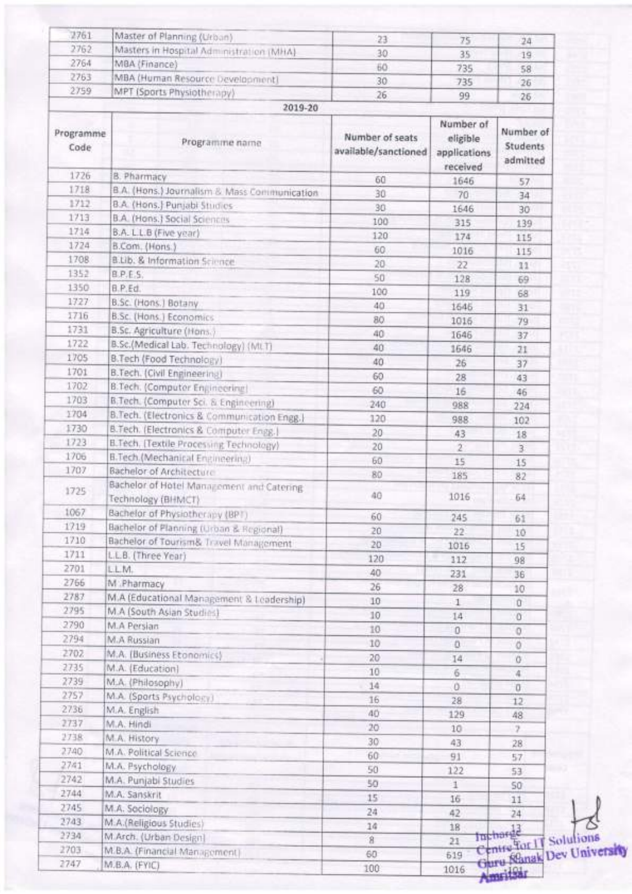| | | | | |
|---|---|---|---|---|
| 2761 | Master of Planning (Urban) | 23 | 75 | 24 |
| 2762 | Masters in Hospital Administration (MHA) | 30 | 35 | 19 |
| 2764 | MBA (Finance) | 60 | 735 | 58 |
| 2763 | MBA (Human Resource Development) | 30 | 735 | 26 |
| 2759 | MPT (Sports Physiotherapy) | 26 | 99 | 26 |

**2019-20**

| Programme Code | Programme name | Number of seats available/sanctioned | Number of eligible applications received | Number of Students admitted |
|---|---|---|---|---|
| 1726 | B. Pharmacy | 60 | 1646 | 57 |
| 1718 | B.A. (Hons.) Journalism & Mass Communication | 30 | 70 | 34 |
| 1712 | B.A. (Hons.) Punjabi Studies | 30 | 1646 | 30 |
| 1713 | B.A. (Hons.) Social Sciences | 100 | 315 | 139 |
| 1714 | B.A. L.L.B (Five year) | 120 | 174 | 115 |
| 1724 | B.Com. (Hons.) | 60 | 1016 | 115 |
| 1708 | B.Lib. & Information Science | 20 | 22 | 11 |
| 1352 | B.P.E.S. | 50 | 128 | 69 |
| 1350 | B.P.Ed. | 100 | 119 | 68 |
| 1727 | B.Sc. (Hons.) Botany | 40 | 1646 | 31 |
| 1716 | B.Sc. (Hons.) Economics | 80 | 1016 | 79 |
| 1731 | B.Sc. Agriculture (Hons.) | 40 | 1646 | 37 |
| 1722 | B.Sc.(Medical Lab. Technology) (MLT) | 40 | 1646 | 21 |
| 1705 | B.Tech (Food Technology) | 40 | 26 | 37 |
| 1701 | B.Tech. (Civil Engineering) | 60 | 28 | 43 |
| 1702 | B.Tech. (Computer Engineering) | 60 | 16 | 46 |
| 1703 | B.Tech. (Computer Sci. & Engineering) | 240 | 988 | 224 |
| 1704 | B.Tech. (Electronics & Communication Engg.) | 120 | 988 | 102 |
| 1730 | B.Tech. (Electronics & Computer Engg.) | 20 | 43 | 18 |
| 1723 | B.Tech. (Textile Processing Technology) | 20 | 2 | 3 |
| 1706 | B.Tech.(Mechanical Engineering) | 60 | 15 | 15 |
| 1707 | Bachelor of Architecture | 80 | 185 | 82 |
| 1725 | Bachelor of Hotel Management and Catering Technology (BHMCT) | 40 | 1016 | 64 |
| 1067 | Bachelor of Physiotherapy (BPT) | 60 | 245 | 61 |
| 1719 | Bachelor of Planning (Urban & Regional) | 20 | 22 | 10 |
| 1710 | Bachelor of Tourism& Travel Management | 20 | 1016 | 15 |
| 1711 | L.L.B. (Three Year) | 120 | 112 | 98 |
| 2701 | L.L.M. | 40 | 231 | 36 |
| 2766 | M .Pharmacy | 26 | 28 | 10 |
| 2787 | M.A (Educational Management & Leadership) | 10 | 1 | 0 |
| 2795 | M.A (South Asian Studies) | 10 | 14 | 0 |
| 2790 | M.A Persian | 10 | 0 | 0 |
| 2794 | M.A Russian | 10 | 0 | 0 |
| 2702 | M.A. (Business Economics) | 20 | 14 | 0 |
| 2735 | M.A. (Education) | 10 | 6 | 4 |
| 2739 | M.A. (Philosophy) | 14 | 0 | 0 |
| 2757 | M.A. (Sports Psychology) | 16 | 28 | 12 |
| 2736 | M.A. English | 40 | 129 | 48 |
| 2737 | M.A. Hindi | 20 | 10 | 7 |
| 2738 | M.A. History | 30 | 43 | 28 |
| 2740 | M.A. Political Science | 60 | 91 | 57 |
| 2741 | M.A. Psychology | 50 | 122 | 53 |
| 2742 | M.A. Punjabi Studies | 50 | 1 | 50 |
| 2744 | M.A. Sanskrit | 15 | 16 | 11 |
| 2745 | M.A. Sociology | 24 | 42 | 24 |
| 2743 | M.A.(Religious Studies) | 14 | 18 | 12 |
| 2734 | M.Arch. (Urban Design) | 8 | 21 | |
| 2703 | M.B.A. (Financial Management) | 60 | 619 | |
| 2747 | M.B.A. (FYIC) | 100 | 1016 | 101 |

Incharge
Centre for IT Solutions
Guru Nanak Dev University
Amritsar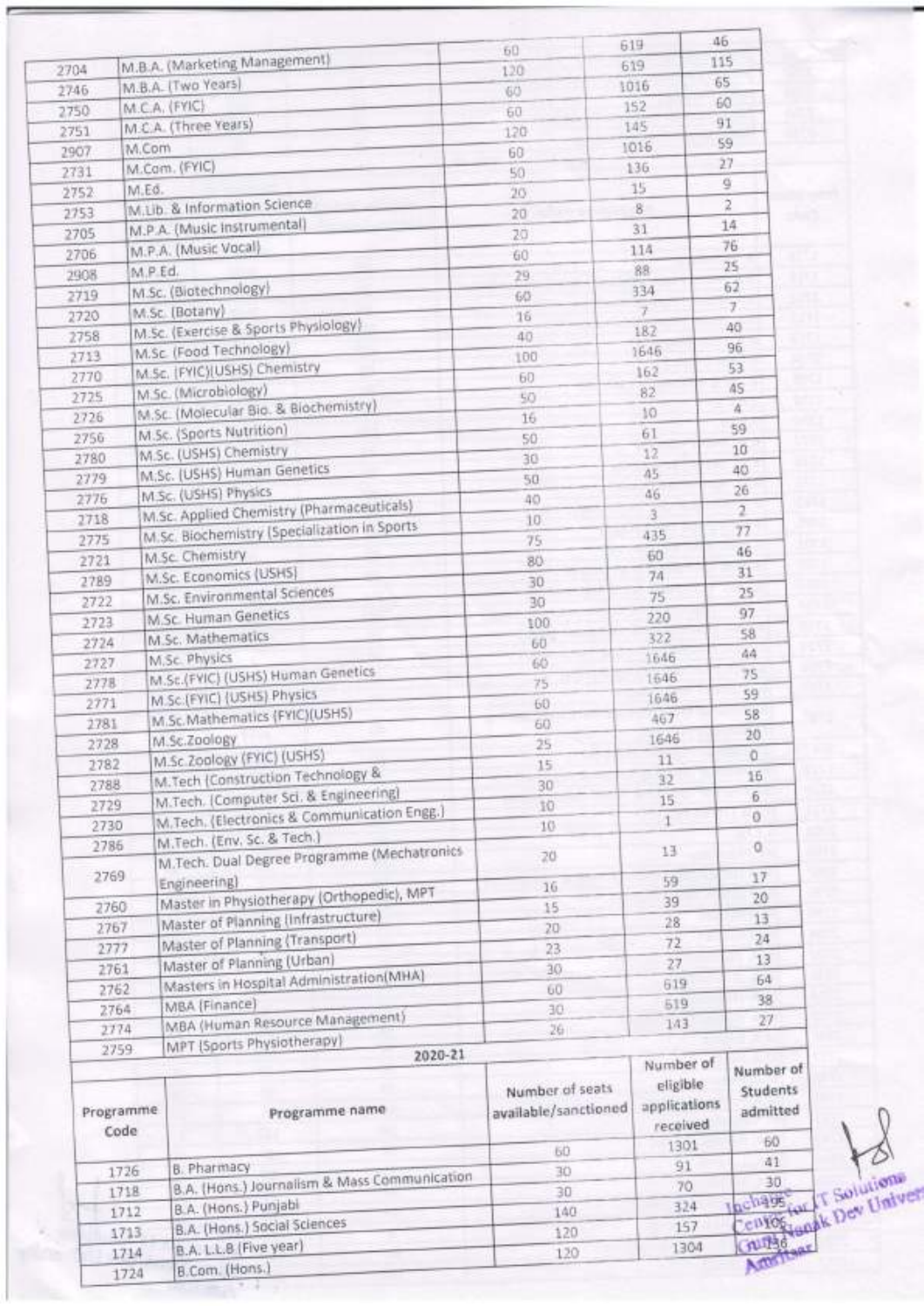| | | | | |
|---|---|---|---|---|
| 2704 | M.B.A. (Marketing Management) | 60 | 619 | 46 |
| 2746 | M.B.A. (Two Years) | 120 | 619 | 115 |
| 2750 | M.C.A. (FYIC) | 60 | 1016 | 65 |
| 2751 | M.C.A. (Three Years) | 60 | 152 | 60 |
| 2907 | M.Com | 120 | 145 | 91 |
| 2731 | M.Com. (FYIC) | 60 | 1016 | 59 |
| 2752 | M.Ed. | 50 | 136 | 27 |
| 2753 | M.Lib. & Information Science | 20 | 15 | 9 |
| 2705 | M.P.A. (Music Instrumental) | 20 | 8 | 2 |
| 2706 | M.P.A. (Music Vocal) | 20 | 31 | 14 |
| 2908 | M.P.Ed. | 60 | 114 | 76 |
| 2719 | M.Sc. (Biotechnology) | 29 | 88 | 25 |
| 2720 | M.Sc. (Botany) | 60 | 334 | 62 |
| 2758 | M.Sc. (Exercise & Sports Physiology) | 16 | 7 | 7 |
| 2713 | M.Sc. (Food Technology) | 40 | 182 | 40 |
| 2770 | M.Sc. (FYIC)(USHS) Chemistry | 100 | 1646 | 96 |
| 2725 | M.Sc. (Microbiology) | 60 | 162 | 53 |
| 2726 | M.Sc. (Molecular Bio. & Biochemistry) | 50 | 82 | 45 |
| 2756 | M.Sc. (Sports Nutrition) | 16 | 10 | 4 |
| 2780 | M.Sc. (USHS) Chemistry | 50 | 61 | 59 |
| 2779 | M.Sc. (USHS) Human Genetics | 30 | 12 | 10 |
| 2776 | M.Sc. (USHS) Physics | 50 | 45 | 40 |
| 2718 | M.Sc. Applied Chemistry (Pharmaceuticals) | 40 | 46 | 26 |
| 2775 | M.Sc. Biochemistry (Specialization in Sports | 10 | 3 | 2 |
| 2721 | M.Sc. Chemistry | 75 | 435 | 77 |
| 2789 | M.Sc. Economics (USHS) | 80 | 60 | 46 |
| 2722 | M.Sc. Environmental Sciences | 30 | 74 | 31 |
| 2723 | M.Sc. Human Genetics | 30 | 75 | 25 |
| 2724 | M.Sc. Mathematics | 100 | 220 | 97 |
| 2727 | M.Sc. Physics | 60 | 322 | 58 |
| 2778 | M.Sc.(FYIC) (USHS) Human Genetics | 60 | 1646 | 44 |
| 2771 | M.Sc.(FYIC) (USHS) Physics | 75 | 1646 | 75 |
| 2781 | M.Sc.Mathematics (FYIC)(USHS) | 60 | 1646 | 59 |
| 2728 | M.Sc.Zoology | 60 | 467 | 58 |
| 2782 | M.Sc.Zoology (FYIC) (USHS) | 25 | 1646 | 20 |
| 2788 | M.Tech (Construction Technology & | 15 | 11 | 0 |
| 2729 | M.Tech. (Computer Sci. & Engineering) | 30 | 32 | 16 |
| 2730 | M.Tech. (Electronics & Communication Engg.) | 10 | 15 | 6 |
| 2786 | M.Tech. (Env. Sc. & Tech.) | 10 | 1 | 0 |
| 2769 | M.Tech. Dual Degree Programme (Mechatronics Engineering) | 20 | 13 | 0 |
| 2760 | Master in Physiotherapy (Orthopedic), MPT | 16 | 59 | 17 |
| 2767 | Master of Planning (Infrastructure) | 15 | 39 | 20 |
| 2777 | Master of Planning (Transport) | 20 | 28 | 13 |
| 2761 | Master of Planning (Urban) | 23 | 72 | 24 |
| 2762 | Masters in Hospital Administration(MHA) | 30 | 27 | 13 |
| 2764 | MBA (Finance) | 60 | 619 | 64 |
| 2774 | MBA (Human Resource Management) | 30 | 619 | 38 |
| 2759 | MPT (Sports Physiotherapy) | 26 | 143 | 27 |

**2020-21**

| Programme Code | Programme name | Number of seats available/sanctioned | Number of eligible applications received | Number of Students admitted |
|---|---|---|---|---|
| 1726 | B. Pharmacy | 60 | 1301 | 60 |
| 1718 | B.A. (Hons.) Journalism & Mass Communication | 30 | 91 | 41 |
| 1712 | B.A. (Hons.) Punjabi | 30 | 70 | 30 |
| 1713 | B.A. (Hons.) Social Sciences | 140 | 324 | 195 |
| 1714 | B.A. L.L.B (Five year) | 120 | 157 | 105 |
| 1724 | B.Com. (Hons.) | 120 | 1304 | 136 |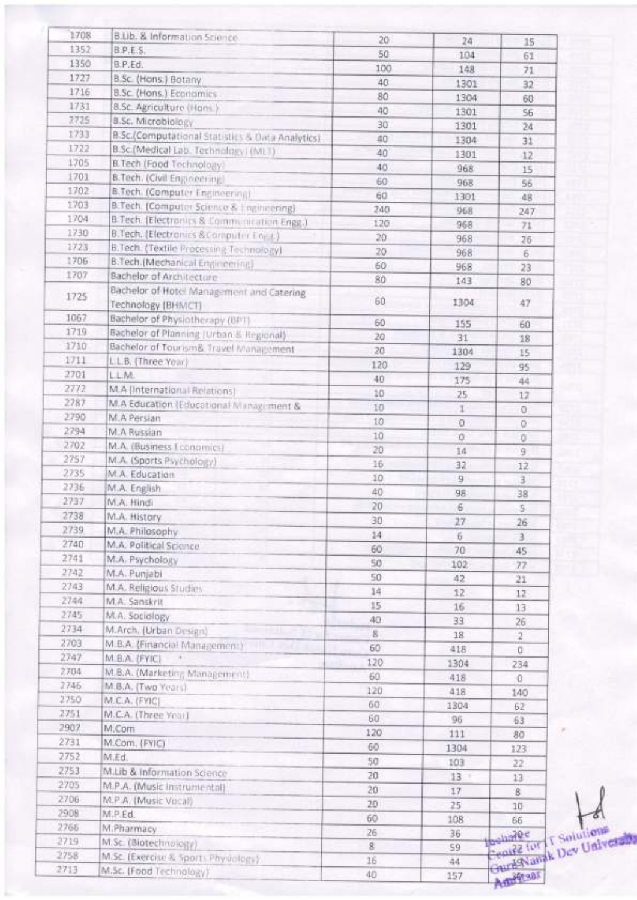| | | | | |
|---|---|---|---|---|
| 1708 | B.Lib. & Information Science | 20 | 24 | 15 |
| 1352 | B.P.E.S. | 50 | 104 | 61 |
| 1350 | B.P.Ed. | 100 | 148 | 71 |
| 1727 | B.Sc. (Hons.) Botany | 40 | 1301 | 32 |
| 1716 | B.Sc. (Hons.) Economics | 80 | 1304 | 60 |
| 1731 | B.Sc. Agriculture (Hons.) | 40 | 1301 | 56 |
| 2725 | B.Sc. Microbiology | 30 | 1301 | 24 |
| 1733 | B.Sc.(Computational Statistics & Data Analytics) | 40 | 1304 | 31 |
| 1722 | B.Sc.(Medical Lab. Technology) (MLT) | 40 | 1301 | 12 |
| 1705 | B.Tech (Food Technology) | 40 | 968 | 15 |
| 1701 | B.Tech. (Civil Engineering) | 60 | 968 | 56 |
| 1702 | B.Tech. (Computer Engineering) | 60 | 1301 | 48 |
| 1703 | B.Tech. (Computer Science & Engineering) | 240 | 968 | 247 |
| 1704 | B.Tech. (Electronics & Communication Engg.) | 120 | 968 | 71 |
| 1730 | B.Tech. (Electronics &Computer Engg.) | 20 | 968 | 26 |
| 1723 | B.Tech. (Textile Processing Technology) | 20 | 968 | 6 |
| 1706 | B.Tech.(Mechanical Engineering) | 60 | 968 | 23 |
| 1707 | Bachelor of Architecture | 80 | 143 | 80 |
| 1725 | Bachelor of Hotel Management and Catering Technology (BHMCT) | 60 | 1304 | 47 |
| 1067 | Bachelor of Physiotherapy (BPT) | 60 | 155 | 60 |
| 1719 | Bachelor of Planning (Urban & Regional) | 20 | 31 | 18 |
| 1710 | Bachelor of Tourism& Travel Management | 20 | 1304 | 15 |
| 1711 | L.L.B. (Three Year) | 120 | 129 | 95 |
| 2701 | L.L.M. | 40 | 175 | 44 |
| 2772 | M.A (International Relations) | 10 | 25 | 12 |
| 2787 | M.A Education (Educational Management & | 10 | 1 | 0 |
| 2790 | M.A Persian | 10 | 0 | 0 |
| 2794 | M.A Russian | 10 | 0 | 0 |
| 2702 | M.A. (Business Economics) | 20 | 14 | 9 |
| 2757 | M.A. (Sports Psychology) | 16 | 32 | 12 |
| 2735 | M.A. Education | 10 | 9 | 3 |
| 2736 | M.A. English | 40 | 98 | 38 |
| 2737 | M.A. Hindi | 20 | 6 | 5 |
| 2738 | M.A. History | 30 | 27 | 26 |
| 2739 | M.A. Philosophy | 14 | 6 | 3 |
| 2740 | M.A. Political Science | 60 | 70 | 45 |
| 2741 | M.A. Psychology | 50 | 102 | 77 |
| 2742 | M.A. Punjabi | 50 | 42 | 21 |
| 2743 | M.A. Religious Studies | 14 | 12 | 12 |
| 2744 | M.A. Sanskrit | 15 | 16 | 13 |
| 2745 | M.A. Sociology | 40 | 33 | 26 |
| 2734 | M.Arch. (Urban Design) | 8 | 18 | 2 |
| 2703 | M.B.A. (Financial Management) | 60 | 418 | 0 |
| 2747 | M.B.A. (FYIC) | 120 | 1304 | 234 |
| 2704 | M.B.A. (Marketing Management) | 60 | 418 | 0 |
| 2746 | M.B.A. (Two Years) | 120 | 418 | 140 |
| 2750 | M.C.A. (FYIC) | 60 | 1304 | 62 |
| 2751 | M.C.A. (Three Year) | 60 | 96 | 63 |
| 2907 | M.Com | 120 | 111 | 80 |
| 2731 | M.Com. (FYIC) | 60 | 1304 | 123 |
| 2752 | M.Ed. | 50 | 103 | 22 |
| 2753 | M.Lib & Information Science | 20 | 13 | 13 |
| 2705 | M.P.A. (Music Instrumental) | 20 | 17 | 8 |
| 2706 | M.P.A. (Music Vocal) | 20 | 25 | 10 |
| 2908 | M.P.Ed. | 60 | 108 | 66 |
| 2766 | M.Pharmacy | 26 | 36 | 30 |
| 2719 | M.Sc. (Biotechnology) | 8 | 59 | 22 |
| 2758 | M.Sc. (Exercise & Sports Physiology) | 16 | 44 | 19 |
| 2713 | M.Sc. (Food Technology) | 40 | 157 | 30 |

Incharge
Centre for IT Solutions
Guru Nanak Dev University
Amritsar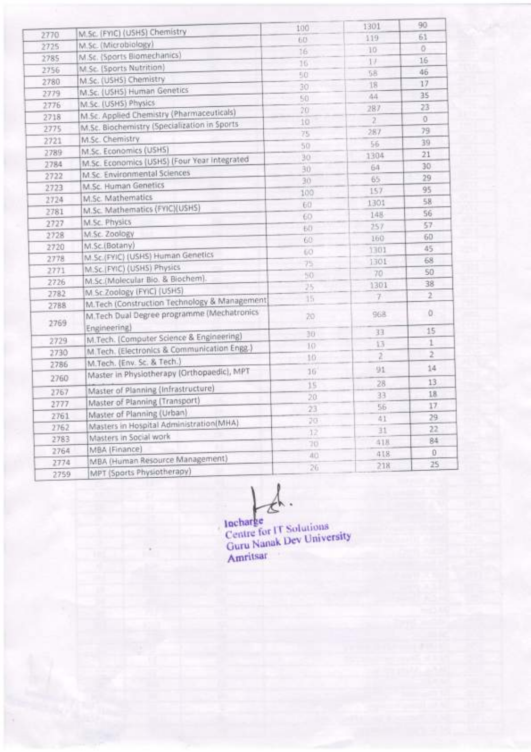| | | | | |
|---|---|---|---|---|
| 2770 | M.Sc. (FYIC) (USHS) Chemistry | 100 | 1301 | 90 |
| 2725 | M.Sc. (Microbiology) | 60 | 119 | 61 |
| 2785 | M.Sc. (Sports Biomechanics) | 16 | 10 | 0 |
| 2756 | M.Sc. (Sports Nutrition) | 16 | 17 | 16 |
| 2780 | M.Sc. (USHS) Chemistry | 50 | 58 | 46 |
| 2779 | M.Sc. (USHS) Human Genetics | 30 | 18 | 17 |
| 2776 | M.Sc. (USHS) Physics | 50 | 44 | 35 |
| 2718 | M.Sc. Applied Chemistry (Pharmaceuticals) | 20 | 287 | 23 |
| 2775 | M.Sc. Biochemistry (Specialization in Sports | 10 | 2 | 0 |
| 2721 | M.Sc. Chemistry | 75 | 287 | 79 |
| 2789 | M.Sc. Economics (USHS) | 50 | 56 | 39 |
| 2784 | M.Sc. Economics (USHS) (Four Year Integrated | 30 | 1304 | 21 |
| 2722 | M.Sc. Environmental Sciences | 30 | 64 | 30 |
| 2723 | M.Sc. Human Genetics | 30 | 65 | 29 |
| 2724 | M.Sc. Mathematics | 100 | 157 | 95 |
| 2781 | M.Sc. Mathematics (FYIC)(USHS) | 60 | 1301 | 58 |
| 2727 | M.Sc. Physics | 60 | 148 | 56 |
| 2728 | M.Sc. Zoology | 60 | 257 | 57 |
| 2720 | M.Sc.(Botany) | 60 | 160 | 60 |
| 2778 | M.Sc.(FYIC) (USHS) Human Genetics | 60 | 1301 | 45 |
| 2771 | M.Sc.(FYIC) (USHS) Physics | 75 | 1301 | 68 |
| 2726 | M.Sc.(Molecular Bio. & Biochem). | 50 | 70 | 50 |
| 2782 | M.Sc.Zoology (FYIC) (USHS) | 25 | 1301 | 38 |
| 2788 | M.Tech (Construction Technology & Management | 15 | 7 | 2 |
| 2769 | M.Tech Dual Degree programme (Mechatronics Engineering) | 20 | 968 | 0 |
| 2729 | M.Tech. (Computer Science & Engineering) | 30 | 33 | 15 |
| 2730 | M.Tech. (Electronics & Communication Engg.) | 10 | 13 | 1 |
| 2786 | M.Tech. (Env. Sc. & Tech.) | 10 | 2 | 2 |
| 2760 | Master in Physiotherapy (Orthopaedic), MPT | 16 | 91 | 14 |
| 2767 | Master of Planning (Infrastructure) | 15 | 28 | 13 |
| 2777 | Master of Planning (Transport) | 20 | 33 | 18 |
| 2761 | Master of Planning (Urban) | 23 | 56 | 17 |
| 2762 | Masters in Hospital Administration(MHA) | 20 | 41 | 29 |
| 2783 | Masters in Social work | 12 | 31 | 22 |
| 2764 | MBA (Finance) | 70 | 418 | 84 |
| 2774 | MBA (Human Resource Management) | 40 | 418 | 0 |
| 2759 | MPT (Sports Physiotherapy) | 26 | 218 | 25 |

Incharge
Centre for IT Solutions
Guru Nanak Dev University
Amritsar